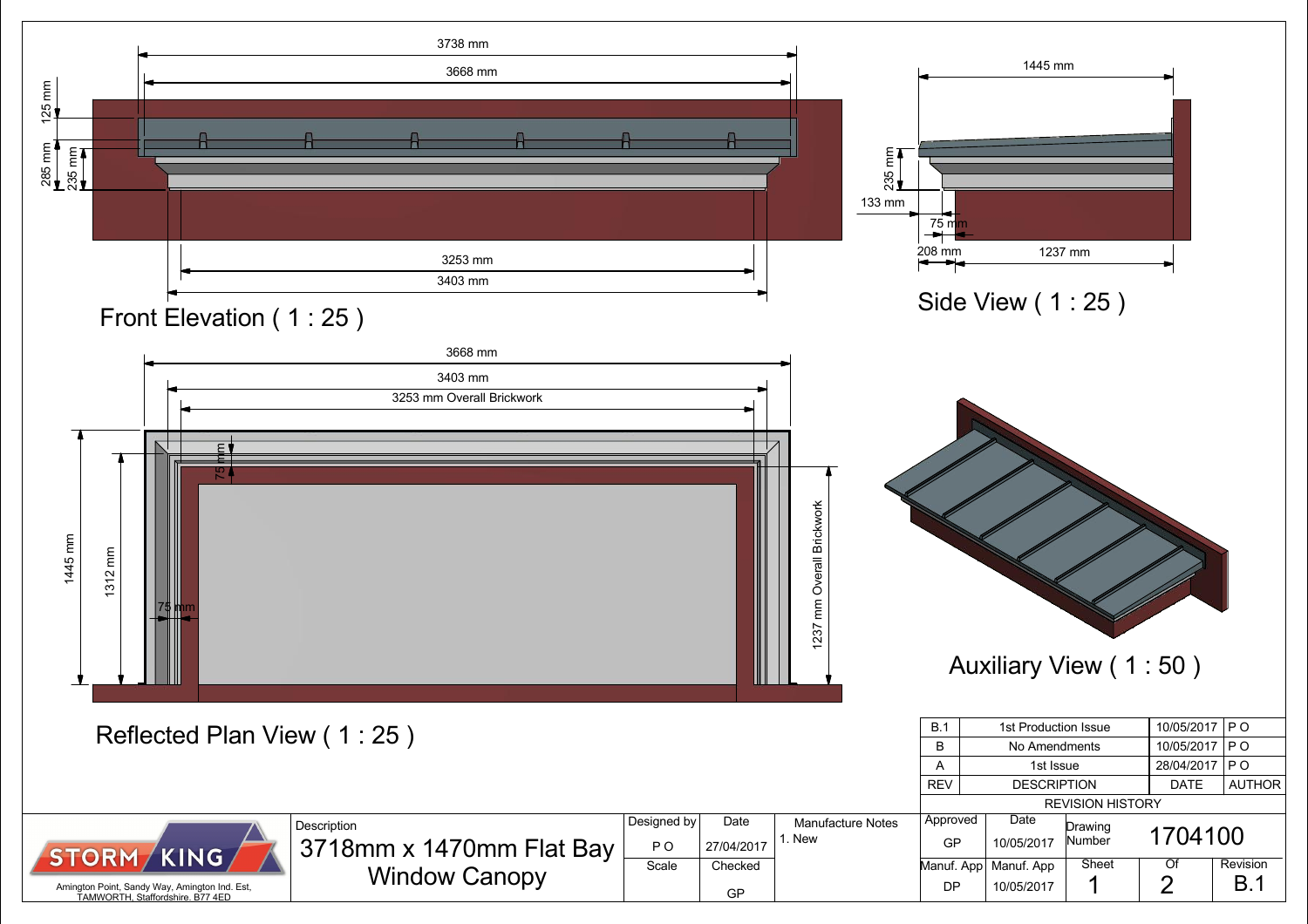## Front Elevation ( 1 : 25 )

3738 mm
3668 mm
125 mm
285 mm
235 mm
3253 mm
3403 mm

## Side View ( 1 : 25 )

1445 mm
235 mm
133 mm
75 mm
208 mm
1237 mm

## Reflected Plan View ( 1 : 25 )

3668 mm
3403 mm
3253 mm Overall Brickwork
75 mm
1445 mm
1312 mm
75 mm
1237 mm Overall Brickwork

## Auxiliary View ( 1 : 50 )

| REVISION HISTORY | | | |
|---|---|---|---|
| REV | DESCRIPTION | DATE | AUTHOR |
| B.1 | 1st Production Issue | 10/05/2017 | P O |
| B | No Amendments | 10/05/2017 | P O |
| A | 1st Issue | 28/04/2017 | P O |

STORM KING

Amington Point, Sandy Way, Amington Ind. Est, TAMWORTH, Staffordshire. B77 4ED

| Description | Designed by | Date | Manufacture Notes | Approved | Date | Drawing Number | | |
|---|---|---|---|---|---|---|---|---|
| 3718mm x 1470mm Flat Bay Window Canopy | P O | 27/04/2017 | 1. New | GP | 10/05/2017 | 1704100 | | |
| | Scale | Checked | | Manuf. App | Manuf. App | Sheet | Of | Revision |
| | | GP | | DP | 10/05/2017 | 1 | 2 | B.1 |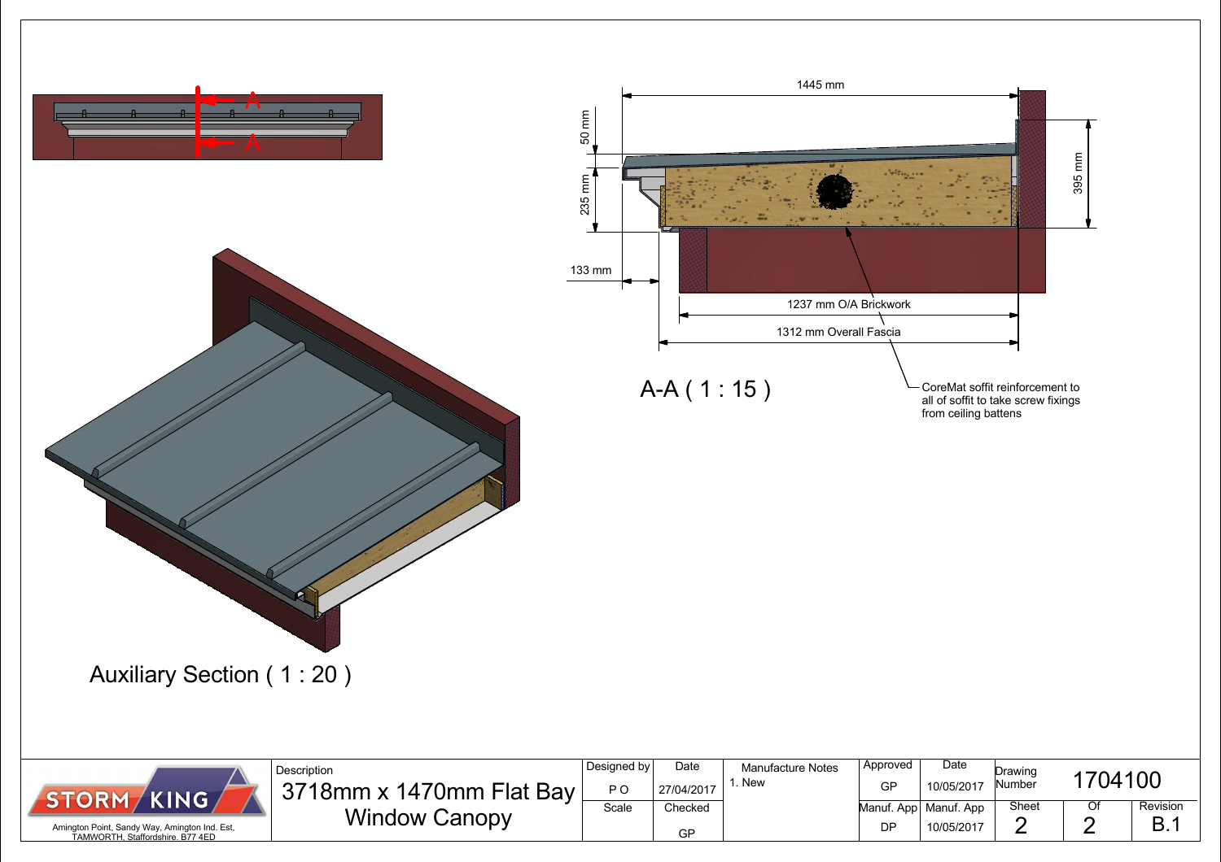A

A

1445 mm

50 mm

235 mm

395 mm

133 mm

1237 mm O/A Brickwork

1312 mm Overall Fascia

A-A ( 1 : 15 )

CoreMat soffit reinforcement to all of soffit to take screw fixings from ceiling battens

Auxiliary Section ( 1 : 20 )

STORM KING

Amington Point, Sandy Way, Amington Ind. Est, TAMWORTH, Staffordshire. B77 4ED

| Description | Designed by | Date | Manufacture Notes | Approved | Date | Drawing Number | | |
|---|---|---|---|---|---|---|---|---|
| 3718mm x 1470mm Flat Bay Window Canopy | P O | 27/04/2017 | 1. New | GP | 10/05/2017 | 1704100 | | |
| | Scale | Checked | | Manuf. App | Manuf. App | Sheet | Of | Revision |
| | | GP | | DP | 10/05/2017 | 2 | 2 | B.1 |